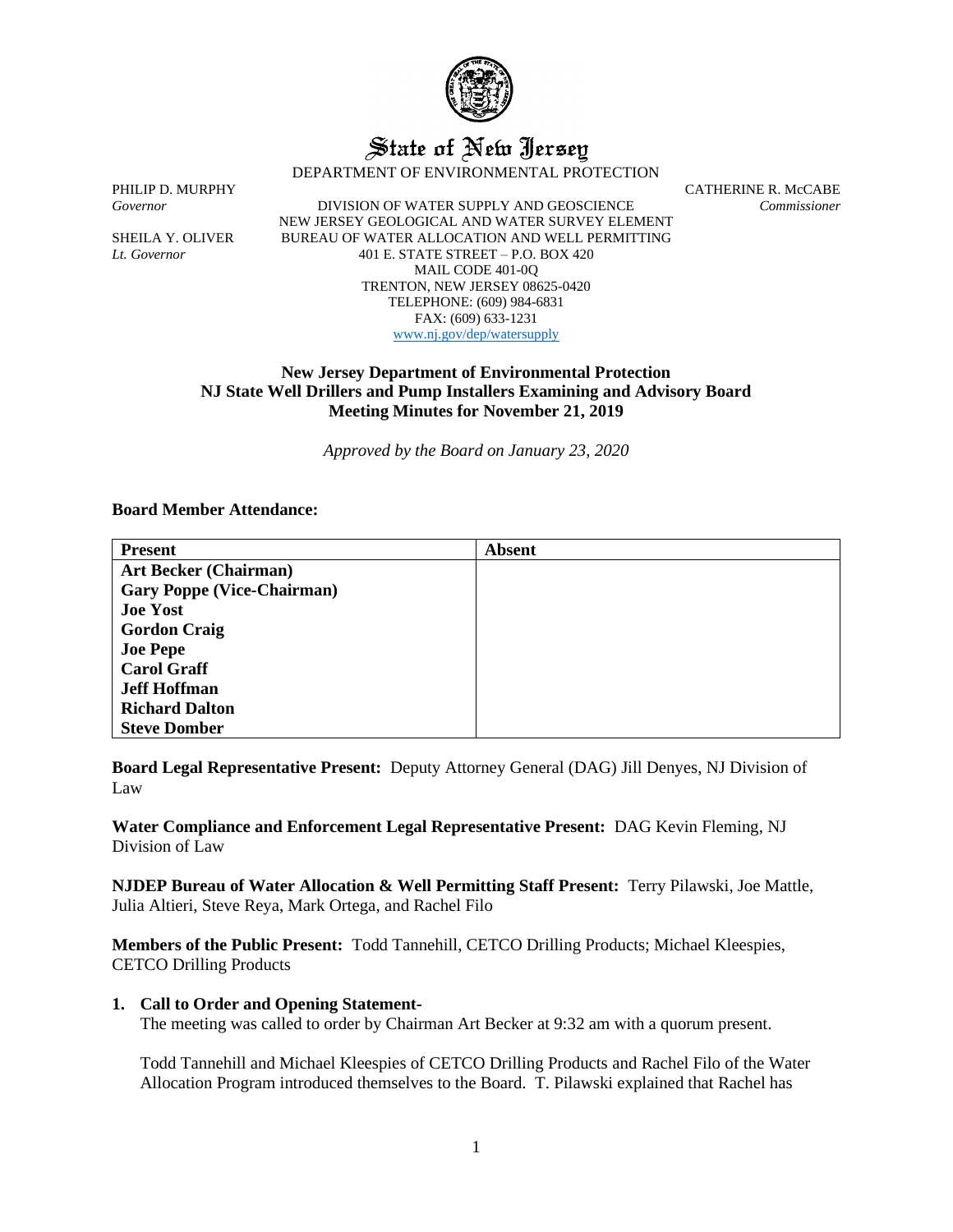# State of New Jersey

DEPARTMENT OF ENVIRONMENTAL PROTECTION

PHILIP D. MURPHY
*Governor*

SHEILA Y. OLIVER
*Lt. Governor*

DIVISION OF WATER SUPPLY AND GEOSCIENCE
NEW JERSEY GEOLOGICAL AND WATER SURVEY ELEMENT
BUREAU OF WATER ALLOCATION AND WELL PERMITTING
401 E. STATE STREET – P.O. BOX 420
MAIL CODE 401-0Q
TRENTON, NEW JERSEY 08625-0420
TELEPHONE: (609) 984-6831
FAX: (609) 633-1231
www.nj.gov/dep/watersupply

CATHERINE R. McCABE
*Commissioner*

## New Jersey Department of Environmental Protection
## NJ State Well Drillers and Pump Installers Examining and Advisory Board
## Meeting Minutes for November 21, 2019

*Approved by the Board on January 23, 2020*

**Board Member Attendance:**

| Present | Absent |
|---|---|
| **Art Becker (Chairman)** | |
| **Gary Poppe (Vice-Chairman)** | |
| **Joe Yost** | |
| **Gordon Craig** | |
| **Joe Pepe** | |
| **Carol Graff** | |
| **Jeff Hoffman** | |
| **Richard Dalton** | |
| **Steve Domber** | |

**Board Legal Representative Present:** Deputy Attorney General (DAG) Jill Denyes, NJ Division of Law

**Water Compliance and Enforcement Legal Representative Present:** DAG Kevin Fleming, NJ Division of Law

**NJDEP Bureau of Water Allocation & Well Permitting Staff Present:** Terry Pilawski, Joe Mattle, Julia Altieri, Steve Reya, Mark Ortega, and Rachel Filo

**Members of the Public Present:** Todd Tannehill, CETCO Drilling Products; Michael Kleespies, CETCO Drilling Products

**1. Call to Order and Opening Statement-**

The meeting was called to order by Chairman Art Becker at 9:32 am with a quorum present.

Todd Tannehill and Michael Kleespies of CETCO Drilling Products and Rachel Filo of the Water Allocation Program introduced themselves to the Board. T. Pilawski explained that Rachel has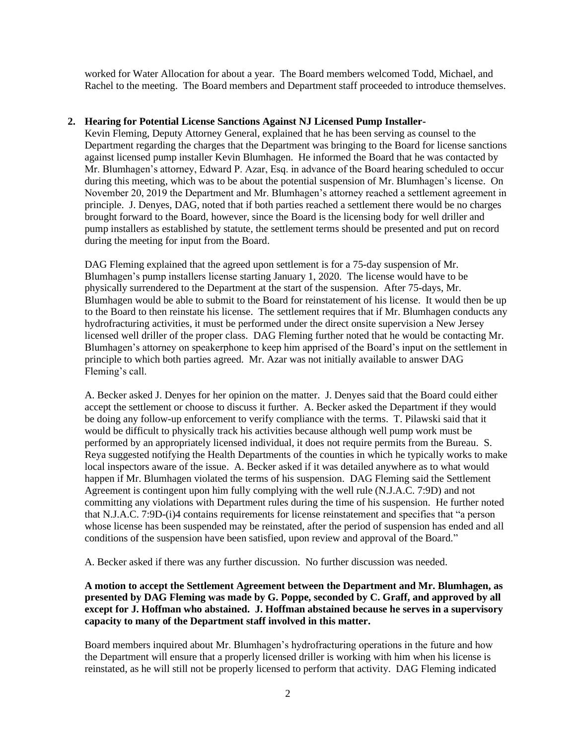worked for Water Allocation for about a year. The Board members welcomed Todd, Michael, and Rachel to the meeting. The Board members and Department staff proceeded to introduce themselves.

**2. Hearing for Potential License Sanctions Against NJ Licensed Pump Installer-**

Kevin Fleming, Deputy Attorney General, explained that he has been serving as counsel to the Department regarding the charges that the Department was bringing to the Board for license sanctions against licensed pump installer Kevin Blumhagen. He informed the Board that he was contacted by Mr. Blumhagen's attorney, Edward P. Azar, Esq. in advance of the Board hearing scheduled to occur during this meeting, which was to be about the potential suspension of Mr. Blumhagen's license. On November 20, 2019 the Department and Mr. Blumhagen's attorney reached a settlement agreement in principle. J. Denyes, DAG, noted that if both parties reached a settlement there would be no charges brought forward to the Board, however, since the Board is the licensing body for well driller and pump installers as established by statute, the settlement terms should be presented and put on record during the meeting for input from the Board.

DAG Fleming explained that the agreed upon settlement is for a 75-day suspension of Mr. Blumhagen's pump installers license starting January 1, 2020. The license would have to be physically surrendered to the Department at the start of the suspension. After 75-days, Mr. Blumhagen would be able to submit to the Board for reinstatement of his license. It would then be up to the Board to then reinstate his license. The settlement requires that if Mr. Blumhagen conducts any hydrofracturing activities, it must be performed under the direct onsite supervision a New Jersey licensed well driller of the proper class. DAG Fleming further noted that he would be contacting Mr. Blumhagen's attorney on speakerphone to keep him apprised of the Board's input on the settlement in principle to which both parties agreed. Mr. Azar was not initially available to answer DAG Fleming's call.

A. Becker asked J. Denyes for her opinion on the matter. J. Denyes said that the Board could either accept the settlement or choose to discuss it further. A. Becker asked the Department if they would be doing any follow-up enforcement to verify compliance with the terms. T. Pilawski said that it would be difficult to physically track his activities because although well pump work must be performed by an appropriately licensed individual, it does not require permits from the Bureau. S. Reya suggested notifying the Health Departments of the counties in which he typically works to make local inspectors aware of the issue. A. Becker asked if it was detailed anywhere as to what would happen if Mr. Blumhagen violated the terms of his suspension. DAG Fleming said the Settlement Agreement is contingent upon him fully complying with the well rule (N.J.A.C. 7:9D) and not committing any violations with Department rules during the time of his suspension. He further noted that N.J.A.C. 7:9D-(i)4 contains requirements for license reinstatement and specifies that "a person whose license has been suspended may be reinstated, after the period of suspension has ended and all conditions of the suspension have been satisfied, upon review and approval of the Board."

A. Becker asked if there was any further discussion. No further discussion was needed.

**A motion to accept the Settlement Agreement between the Department and Mr. Blumhagen, as presented by DAG Fleming was made by G. Poppe, seconded by C. Graff, and approved by all except for J. Hoffman who abstained. J. Hoffman abstained because he serves in a supervisory capacity to many of the Department staff involved in this matter.**

Board members inquired about Mr. Blumhagen's hydrofracturing operations in the future and how the Department will ensure that a properly licensed driller is working with him when his license is reinstated, as he will still not be properly licensed to perform that activity. DAG Fleming indicated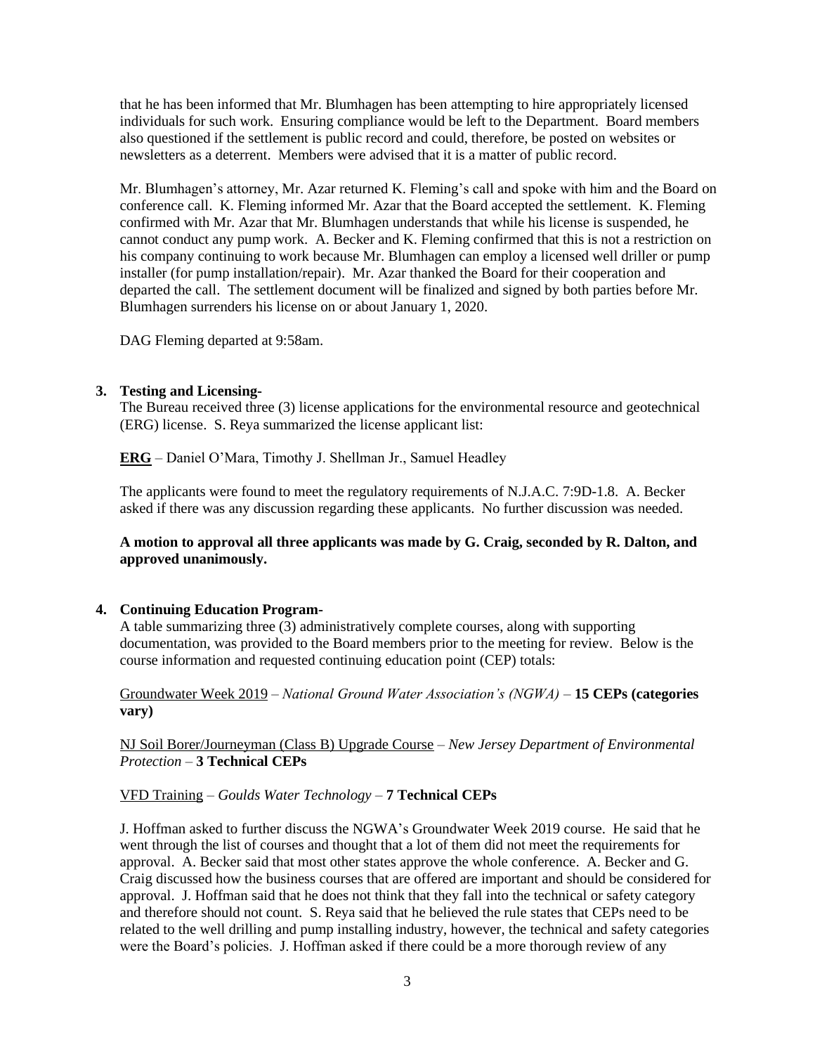that he has been informed that Mr. Blumhagen has been attempting to hire appropriately licensed individuals for such work. Ensuring compliance would be left to the Department. Board members also questioned if the settlement is public record and could, therefore, be posted on websites or newsletters as a deterrent. Members were advised that it is a matter of public record.

Mr. Blumhagen's attorney, Mr. Azar returned K. Fleming's call and spoke with him and the Board on conference call. K. Fleming informed Mr. Azar that the Board accepted the settlement. K. Fleming confirmed with Mr. Azar that Mr. Blumhagen understands that while his license is suspended, he cannot conduct any pump work. A. Becker and K. Fleming confirmed that this is not a restriction on his company continuing to work because Mr. Blumhagen can employ a licensed well driller or pump installer (for pump installation/repair). Mr. Azar thanked the Board for their cooperation and departed the call. The settlement document will be finalized and signed by both parties before Mr. Blumhagen surrenders his license on or about January 1, 2020.

DAG Fleming departed at 9:58am.

**3. Testing and Licensing-**

The Bureau received three (3) license applications for the environmental resource and geotechnical (ERG) license. S. Reya summarized the license applicant list:

**ERG** – Daniel O'Mara, Timothy J. Shellman Jr., Samuel Headley

The applicants were found to meet the regulatory requirements of N.J.A.C. 7:9D-1.8. A. Becker asked if there was any discussion regarding these applicants. No further discussion was needed.

**A motion to approval all three applicants was made by G. Craig, seconded by R. Dalton, and approved unanimously.**

**4. Continuing Education Program-**

A table summarizing three (3) administratively complete courses, along with supporting documentation, was provided to the Board members prior to the meeting for review. Below is the course information and requested continuing education point (CEP) totals:

Groundwater Week 2019 – *National Ground Water Association's (NGWA)* – **15 CEPs (categories vary)**

NJ Soil Borer/Journeyman (Class B) Upgrade Course – *New Jersey Department of Environmental Protection* – **3 Technical CEPs**

VFD Training – *Goulds Water Technology* – **7 Technical CEPs**

J. Hoffman asked to further discuss the NGWA's Groundwater Week 2019 course. He said that he went through the list of courses and thought that a lot of them did not meet the requirements for approval. A. Becker said that most other states approve the whole conference. A. Becker and G. Craig discussed how the business courses that are offered are important and should be considered for approval. J. Hoffman said that he does not think that they fall into the technical or safety category and therefore should not count. S. Reya said that he believed the rule states that CEPs need to be related to the well drilling and pump installing industry, however, the technical and safety categories were the Board's policies. J. Hoffman asked if there could be a more thorough review of any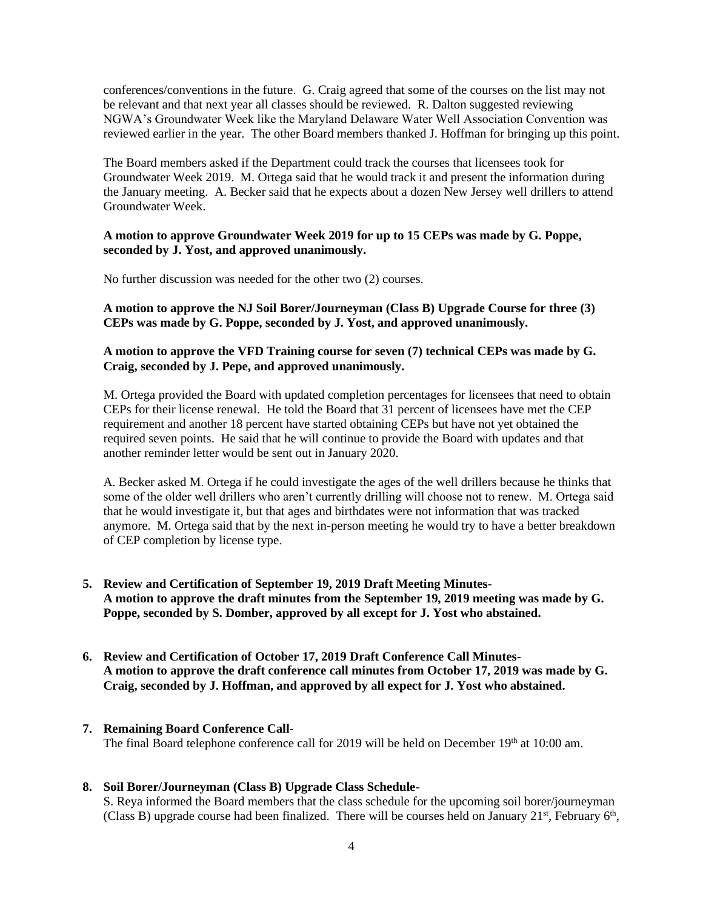conferences/conventions in the future. G. Craig agreed that some of the courses on the list may not be relevant and that next year all classes should be reviewed. R. Dalton suggested reviewing NGWA's Groundwater Week like the Maryland Delaware Water Well Association Convention was reviewed earlier in the year. The other Board members thanked J. Hoffman for bringing up this point.

The Board members asked if the Department could track the courses that licensees took for Groundwater Week 2019. M. Ortega said that he would track it and present the information during the January meeting. A. Becker said that he expects about a dozen New Jersey well drillers to attend Groundwater Week.

**A motion to approve Groundwater Week 2019 for up to 15 CEPs was made by G. Poppe, seconded by J. Yost, and approved unanimously.**

No further discussion was needed for the other two (2) courses.

**A motion to approve the NJ Soil Borer/Journeyman (Class B) Upgrade Course for three (3) CEPs was made by G. Poppe, seconded by J. Yost, and approved unanimously.**

**A motion to approve the VFD Training course for seven (7) technical CEPs was made by G. Craig, seconded by J. Pepe, and approved unanimously.**

M. Ortega provided the Board with updated completion percentages for licensees that need to obtain CEPs for their license renewal. He told the Board that 31 percent of licensees have met the CEP requirement and another 18 percent have started obtaining CEPs but have not yet obtained the required seven points. He said that he will continue to provide the Board with updates and that another reminder letter would be sent out in January 2020.

A. Becker asked M. Ortega if he could investigate the ages of the well drillers because he thinks that some of the older well drillers who aren't currently drilling will choose not to renew. M. Ortega said that he would investigate it, but that ages and birthdates were not information that was tracked anymore. M. Ortega said that by the next in-person meeting he would try to have a better breakdown of CEP completion by license type.

5. **Review and Certification of September 19, 2019 Draft Meeting Minutes-**
   **A motion to approve the draft minutes from the September 19, 2019 meeting was made by G. Poppe, seconded by S. Domber, approved by all except for J. Yost who abstained.**

6. **Review and Certification of October 17, 2019 Draft Conference Call Minutes-**
   **A motion to approve the draft conference call minutes from October 17, 2019 was made by G. Craig, seconded by J. Hoffman, and approved by all expect for J. Yost who abstained.**

7. **Remaining Board Conference Call-**
   The final Board telephone conference call for 2019 will be held on December 19th at 10:00 am.

8. **Soil Borer/Journeyman (Class B) Upgrade Class Schedule-**
   S. Reya informed the Board members that the class schedule for the upcoming soil borer/journeyman (Class B) upgrade course had been finalized. There will be courses held on January 21st, February 6th,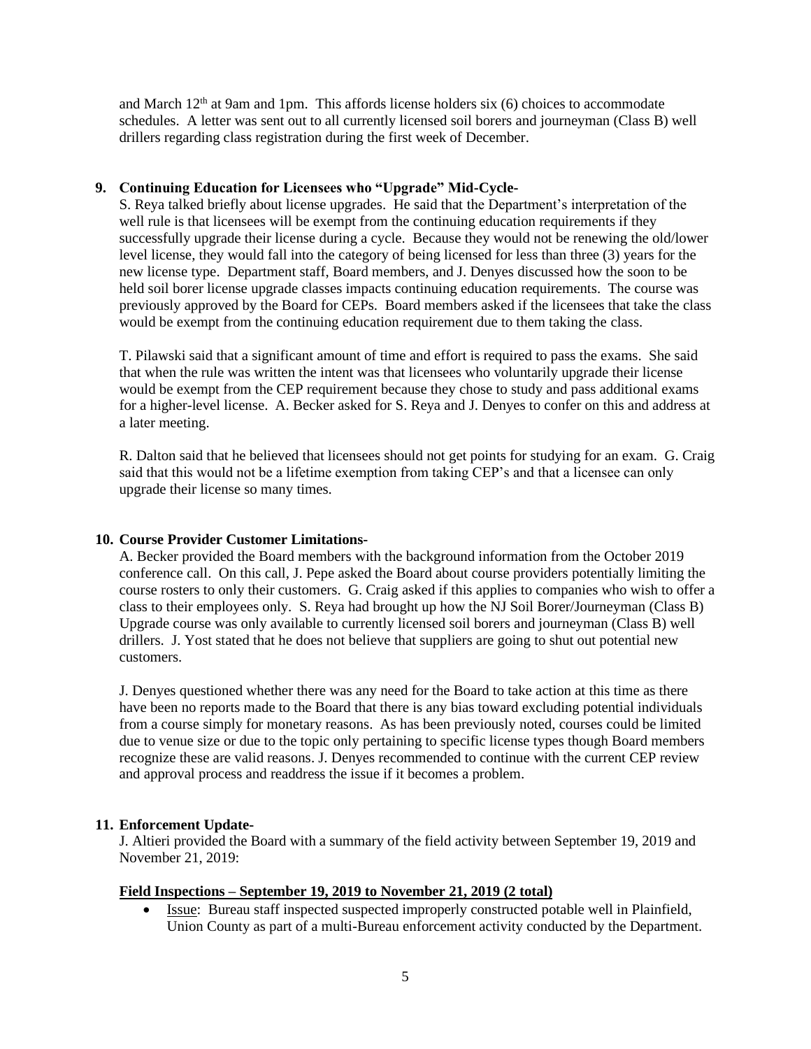and March 12th at 9am and 1pm. This affords license holders six (6) choices to accommodate schedules. A letter was sent out to all currently licensed soil borers and journeyman (Class B) well drillers regarding class registration during the first week of December.

**9. Continuing Education for Licensees who "Upgrade" Mid-Cycle-**

S. Reya talked briefly about license upgrades. He said that the Department's interpretation of the well rule is that licensees will be exempt from the continuing education requirements if they successfully upgrade their license during a cycle. Because they would not be renewing the old/lower level license, they would fall into the category of being licensed for less than three (3) years for the new license type. Department staff, Board members, and J. Denyes discussed how the soon to be held soil borer license upgrade classes impacts continuing education requirements. The course was previously approved by the Board for CEPs. Board members asked if the licensees that take the class would be exempt from the continuing education requirement due to them taking the class.

T. Pilawski said that a significant amount of time and effort is required to pass the exams. She said that when the rule was written the intent was that licensees who voluntarily upgrade their license would be exempt from the CEP requirement because they chose to study and pass additional exams for a higher-level license. A. Becker asked for S. Reya and J. Denyes to confer on this and address at a later meeting.

R. Dalton said that he believed that licensees should not get points for studying for an exam. G. Craig said that this would not be a lifetime exemption from taking CEP's and that a licensee can only upgrade their license so many times.

**10. Course Provider Customer Limitations-**

A. Becker provided the Board members with the background information from the October 2019 conference call. On this call, J. Pepe asked the Board about course providers potentially limiting the course rosters to only their customers. G. Craig asked if this applies to companies who wish to offer a class to their employees only. S. Reya had brought up how the NJ Soil Borer/Journeyman (Class B) Upgrade course was only available to currently licensed soil borers and journeyman (Class B) well drillers. J. Yost stated that he does not believe that suppliers are going to shut out potential new customers.

J. Denyes questioned whether there was any need for the Board to take action at this time as there have been no reports made to the Board that there is any bias toward excluding potential individuals from a course simply for monetary reasons. As has been previously noted, courses could be limited due to venue size or due to the topic only pertaining to specific license types though Board members recognize these are valid reasons. J. Denyes recommended to continue with the current CEP review and approval process and readdress the issue if it becomes a problem.

**11. Enforcement Update-**

J. Altieri provided the Board with a summary of the field activity between September 19, 2019 and November 21, 2019:

**Field Inspections – September 19, 2019 to November 21, 2019 (2 total)**

- Issue: Bureau staff inspected suspected improperly constructed potable well in Plainfield, Union County as part of a multi-Bureau enforcement activity conducted by the Department.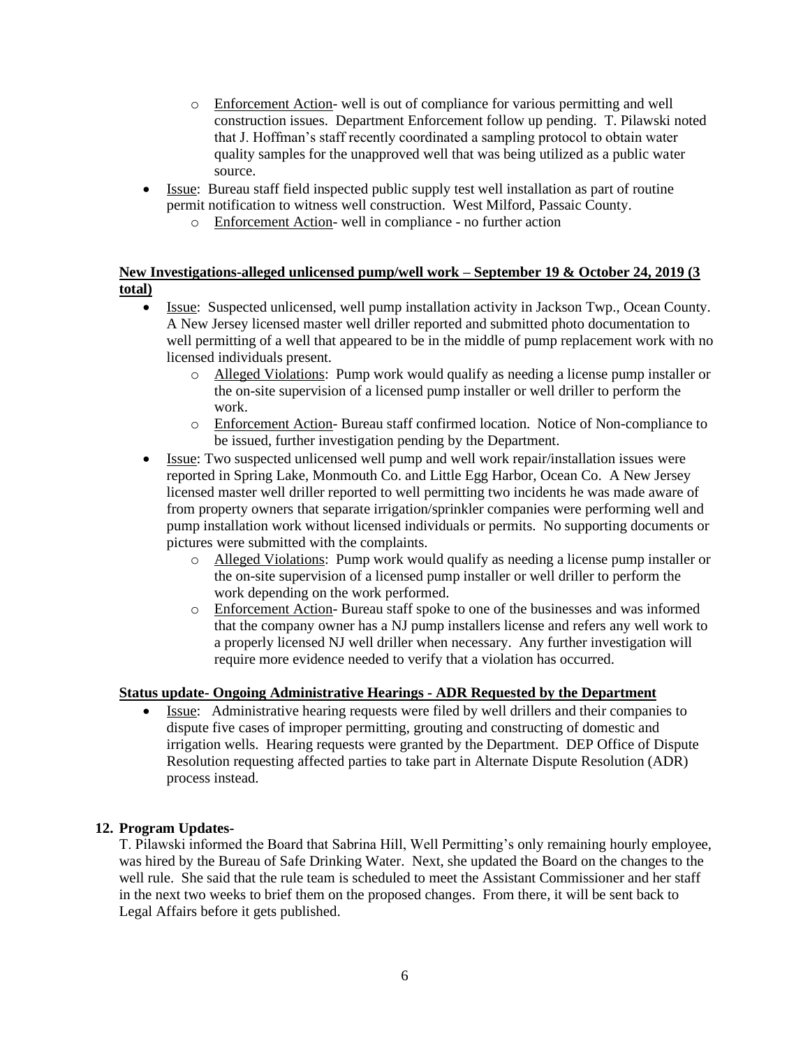- Enforcement Action- well is out of compliance for various permitting and well construction issues. Department Enforcement follow up pending. T. Pilawski noted that J. Hoffman's staff recently coordinated a sampling protocol to obtain water quality samples for the unapproved well that was being utilized as a public water source.
- Issue: Bureau staff field inspected public supply test well installation as part of routine permit notification to witness well construction. West Milford, Passaic County.
    - Enforcement Action- well in compliance - no further action

**New Investigations-alleged unlicensed pump/well work – September 19 & October 24, 2019 (3 total)**

- Issue: Suspected unlicensed, well pump installation activity in Jackson Twp., Ocean County. A New Jersey licensed master well driller reported and submitted photo documentation to well permitting of a well that appeared to be in the middle of pump replacement work with no licensed individuals present.
    - Alleged Violations: Pump work would qualify as needing a license pump installer or the on-site supervision of a licensed pump installer or well driller to perform the work.
    - Enforcement Action- Bureau staff confirmed location. Notice of Non-compliance to be issued, further investigation pending by the Department.
- Issue: Two suspected unlicensed well pump and well work repair/installation issues were reported in Spring Lake, Monmouth Co. and Little Egg Harbor, Ocean Co. A New Jersey licensed master well driller reported to well permitting two incidents he was made aware of from property owners that separate irrigation/sprinkler companies were performing well and pump installation work without licensed individuals or permits. No supporting documents or pictures were submitted with the complaints.
    - Alleged Violations: Pump work would qualify as needing a license pump installer or the on-site supervision of a licensed pump installer or well driller to perform the work depending on the work performed.
    - Enforcement Action- Bureau staff spoke to one of the businesses and was informed that the company owner has a NJ pump installers license and refers any well work to a properly licensed NJ well driller when necessary. Any further investigation will require more evidence needed to verify that a violation has occurred.

**Status update- Ongoing Administrative Hearings - ADR Requested by the Department**

- Issue: Administrative hearing requests were filed by well drillers and their companies to dispute five cases of improper permitting, grouting and constructing of domestic and irrigation wells. Hearing requests were granted by the Department. DEP Office of Dispute Resolution requesting affected parties to take part in Alternate Dispute Resolution (ADR) process instead.

**12. Program Updates-**

T. Pilawski informed the Board that Sabrina Hill, Well Permitting's only remaining hourly employee, was hired by the Bureau of Safe Drinking Water. Next, she updated the Board on the changes to the well rule. She said that the rule team is scheduled to meet the Assistant Commissioner and her staff in the next two weeks to brief them on the proposed changes. From there, it will be sent back to Legal Affairs before it gets published.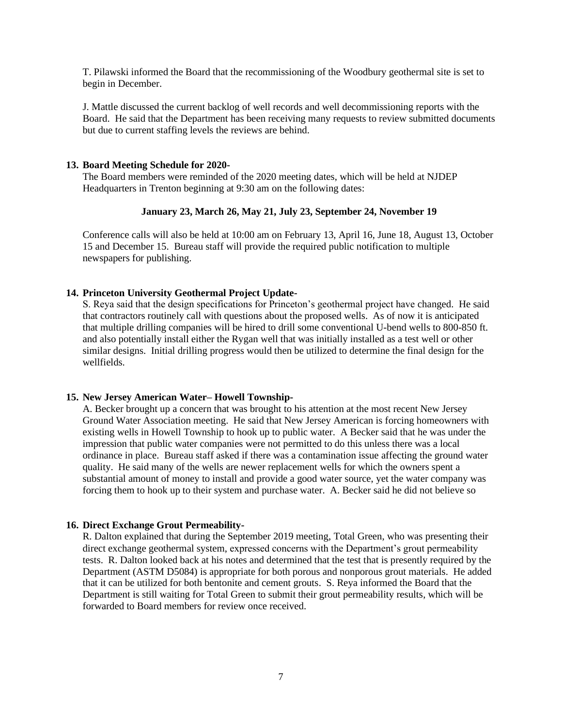T. Pilawski informed the Board that the recommissioning of the Woodbury geothermal site is set to begin in December.

J. Mattle discussed the current backlog of well records and well decommissioning reports with the Board. He said that the Department has been receiving many requests to review submitted documents but due to current staffing levels the reviews are behind.

**13. Board Meeting Schedule for 2020-**

The Board members were reminded of the 2020 meeting dates, which will be held at NJDEP Headquarters in Trenton beginning at 9:30 am on the following dates:

**January 23, March 26, May 21, July 23, September 24, November 19**

Conference calls will also be held at 10:00 am on February 13, April 16, June 18, August 13, October 15 and December 15. Bureau staff will provide the required public notification to multiple newspapers for publishing.

**14. Princeton University Geothermal Project Update-**

S. Reya said that the design specifications for Princeton's geothermal project have changed. He said that contractors routinely call with questions about the proposed wells. As of now it is anticipated that multiple drilling companies will be hired to drill some conventional U-bend wells to 800-850 ft. and also potentially install either the Rygan well that was initially installed as a test well or other similar designs. Initial drilling progress would then be utilized to determine the final design for the wellfields.

**15. New Jersey American Water– Howell Township-**

A. Becker brought up a concern that was brought to his attention at the most recent New Jersey Ground Water Association meeting. He said that New Jersey American is forcing homeowners with existing wells in Howell Township to hook up to public water. A Becker said that he was under the impression that public water companies were not permitted to do this unless there was a local ordinance in place. Bureau staff asked if there was a contamination issue affecting the ground water quality. He said many of the wells are newer replacement wells for which the owners spent a substantial amount of money to install and provide a good water source, yet the water company was forcing them to hook up to their system and purchase water. A. Becker said he did not believe so

**16. Direct Exchange Grout Permeability-**

R. Dalton explained that during the September 2019 meeting, Total Green, who was presenting their direct exchange geothermal system, expressed concerns with the Department's grout permeability tests. R. Dalton looked back at his notes and determined that the test that is presently required by the Department (ASTM D5084) is appropriate for both porous and nonporous grout materials. He added that it can be utilized for both bentonite and cement grouts. S. Reya informed the Board that the Department is still waiting for Total Green to submit their grout permeability results, which will be forwarded to Board members for review once received.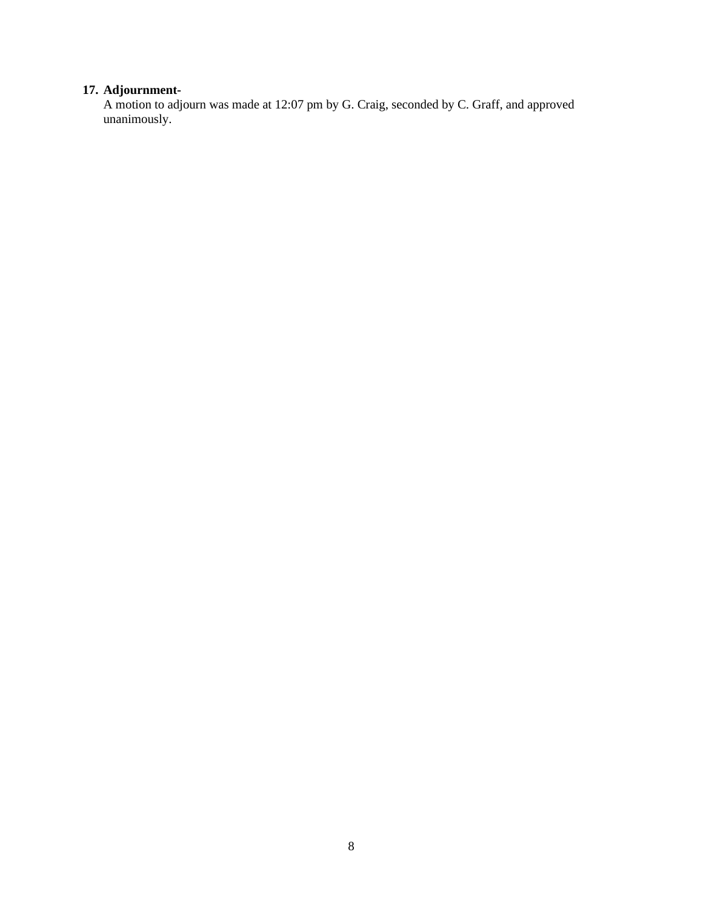**17. Adjournment-**

A motion to adjourn was made at 12:07 pm by G. Craig, seconded by C. Graff, and approved unanimously.